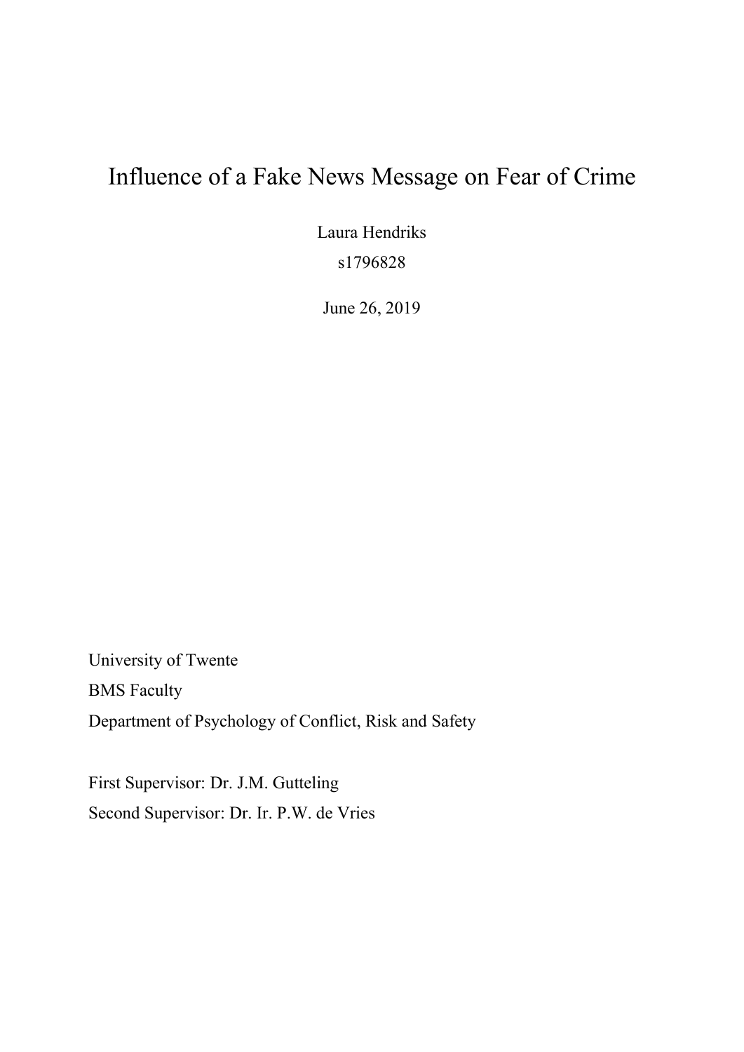# Influence of a Fake News Message on Fear of Crime

Laura Hendriks

s1796828

June 26, 2019

University of Twente

BMS Faculty

Department of Psychology of Conflict, Risk and Safety

First Supervisor: Dr. J.M. Gutteling

Second Supervisor: Dr. Ir. P.W. de Vries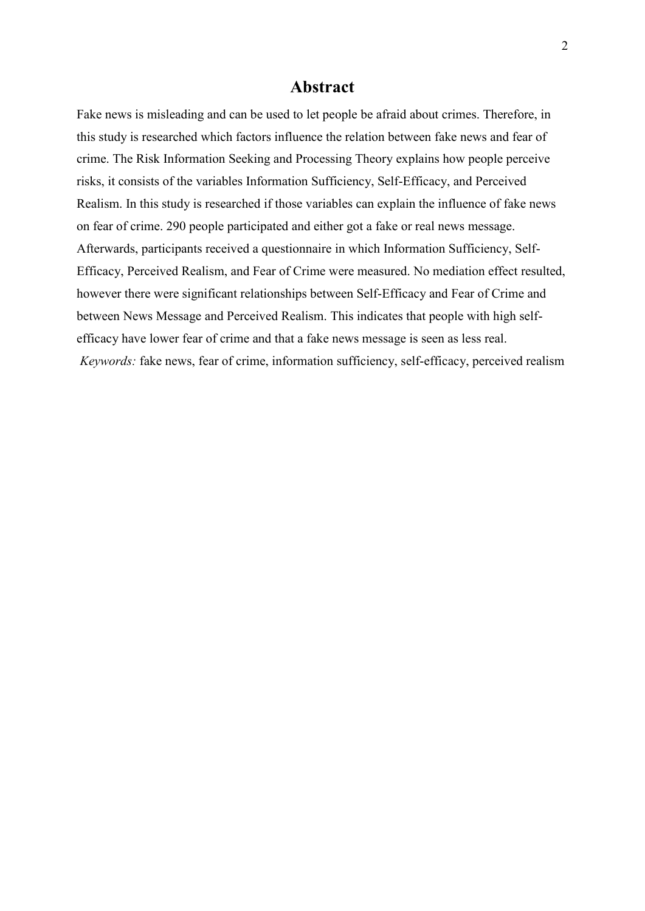# Abstract

Fake news is misleading and can be used to let people be afraid about crimes. Therefore, in this study is researched which factors influence the relation between fake news and fear of crime. The Risk Information Seeking and Processing Theory explains how people perceive risks, it consists of the variables Information Sufficiency, Self-Efficacy, and Perceived Realism. In this study is researched if those variables can explain the influence of fake news on fear of crime. 290 people participated and either got a fake or real news message. Afterwards, participants received a questionnaire in which Information Sufficiency, Self-Efficacy, Perceived Realism, and Fear of Crime were measured. No mediation effect resulted, however there were significant relationships between Self-Efficacy and Fear of Crime and between News Message and Perceived Realism. This indicates that people with high self-efficacy have lower fear of crime and that a fake news message is seen as less real.

*Keywords:* fake news, fear of crime, information sufficiency, self-efficacy, perceived realism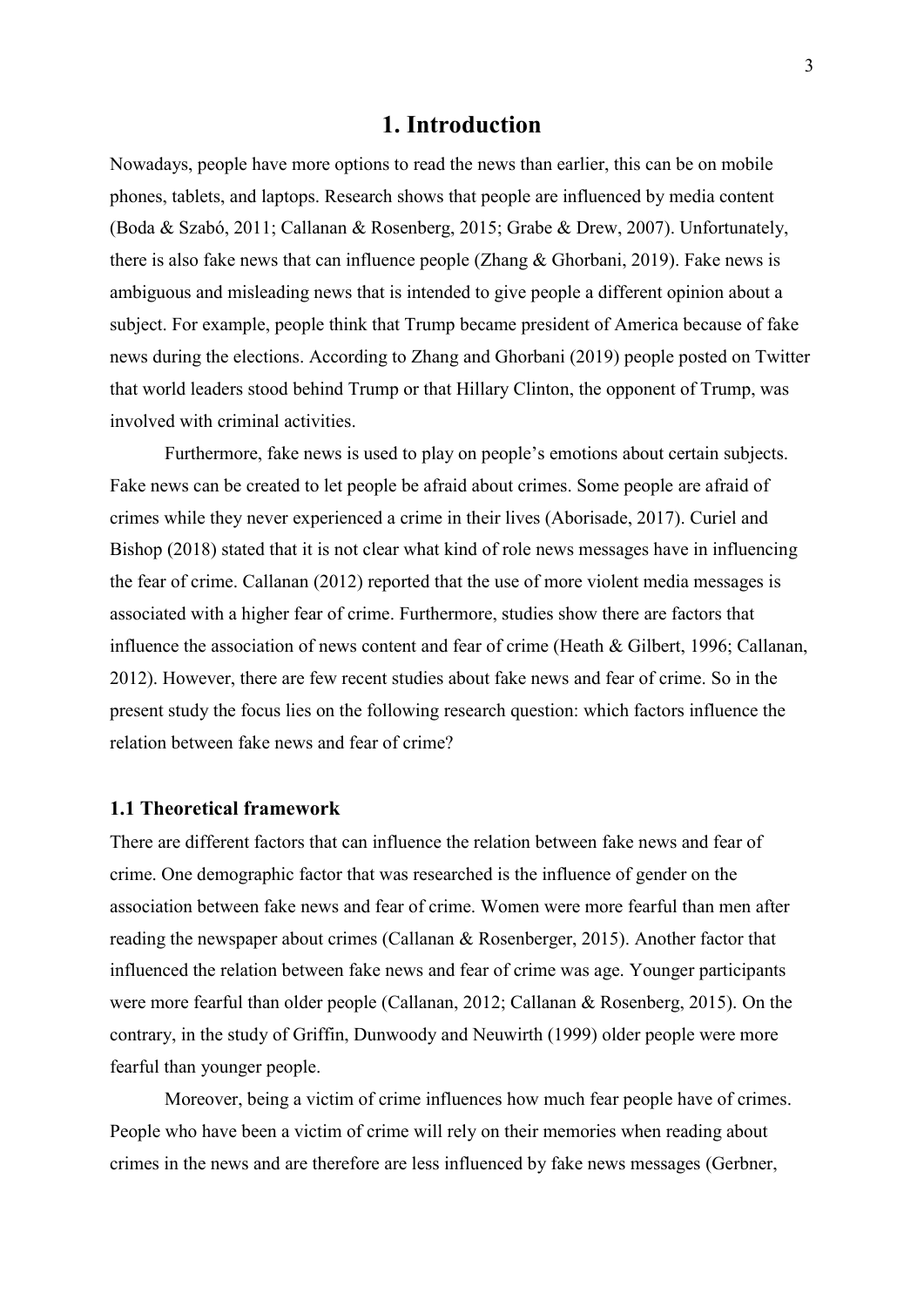# 1. Introduction

Nowadays, people have more options to read the news than earlier, this can be on mobile phones, tablets, and laptops. Research shows that people are influenced by media content (Boda & Szabó, 2011; Callanan & Rosenberg, 2015; Grabe & Drew, 2007). Unfortunately, there is also fake news that can influence people (Zhang & Ghorbani, 2019). Fake news is ambiguous and misleading news that is intended to give people a different opinion about a subject. For example, people think that Trump became president of America because of fake news during the elections. According to Zhang and Ghorbani (2019) people posted on Twitter that world leaders stood behind Trump or that Hillary Clinton, the opponent of Trump, was involved with criminal activities.

Furthermore, fake news is used to play on people's emotions about certain subjects. Fake news can be created to let people be afraid about crimes. Some people are afraid of crimes while they never experienced a crime in their lives (Aborisade, 2017). Curiel and Bishop (2018) stated that it is not clear what kind of role news messages have in influencing the fear of crime. Callanan (2012) reported that the use of more violent media messages is associated with a higher fear of crime. Furthermore, studies show there are factors that influence the association of news content and fear of crime (Heath & Gilbert, 1996; Callanan, 2012). However, there are few recent studies about fake news and fear of crime. So in the present study the focus lies on the following research question: which factors influence the relation between fake news and fear of crime?

## 1.1 Theoretical framework

There are different factors that can influence the relation between fake news and fear of crime. One demographic factor that was researched is the influence of gender on the association between fake news and fear of crime. Women were more fearful than men after reading the newspaper about crimes (Callanan & Rosenberger, 2015). Another factor that influenced the relation between fake news and fear of crime was age. Younger participants were more fearful than older people (Callanan, 2012; Callanan & Rosenberg, 2015). On the contrary, in the study of Griffin, Dunwoody and Neuwirth (1999) older people were more fearful than younger people.

Moreover, being a victim of crime influences how much fear people have of crimes. People who have been a victim of crime will rely on their memories when reading about crimes in the news and are therefore are less influenced by fake news messages (Gerbner,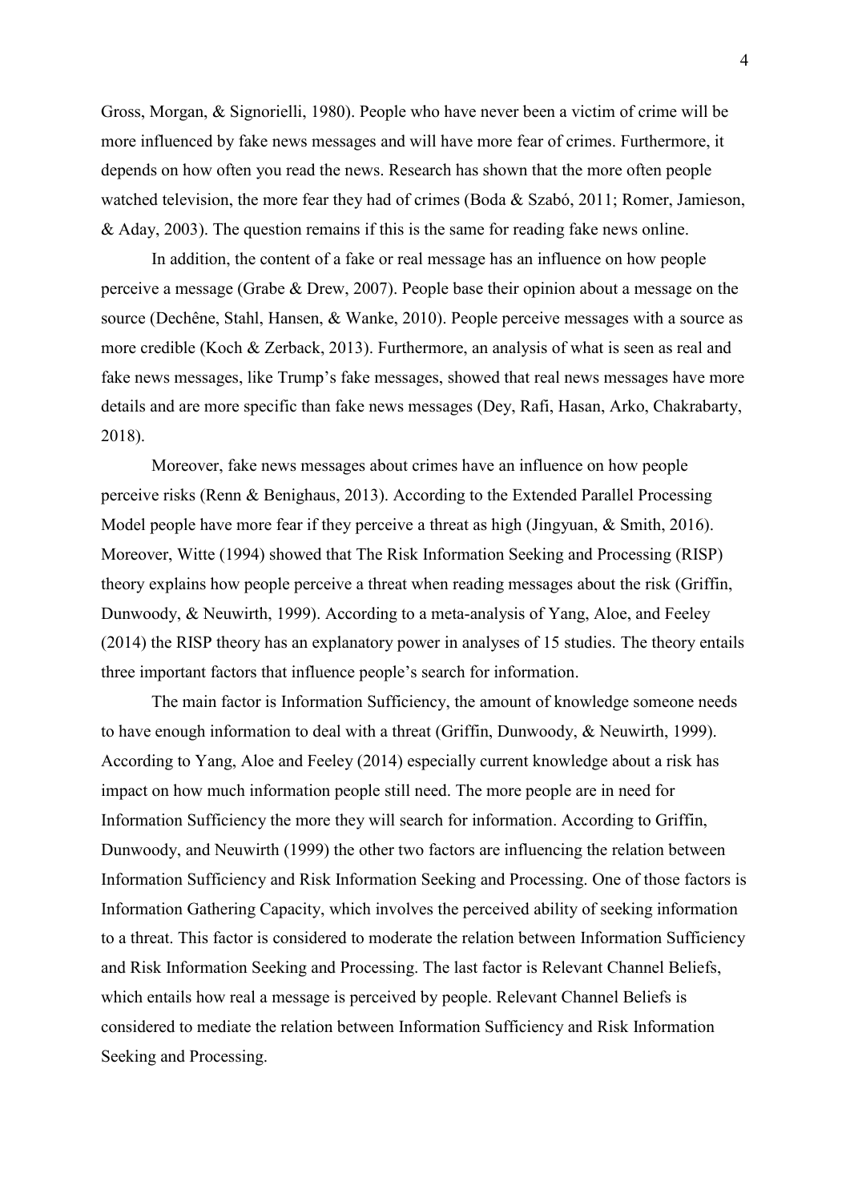Gross, Morgan, & Signorielli, 1980). People who have never been a victim of crime will be more influenced by fake news messages and will have more fear of crimes. Furthermore, it depends on how often you read the news. Research has shown that the more often people watched television, the more fear they had of crimes (Boda & Szabó, 2011; Romer, Jamieson, & Aday, 2003). The question remains if this is the same for reading fake news online.

In addition, the content of a fake or real message has an influence on how people perceive a message (Grabe & Drew, 2007). People base their opinion about a message on the source (Dechêne, Stahl, Hansen, & Wanke, 2010). People perceive messages with a source as more credible (Koch & Zerback, 2013). Furthermore, an analysis of what is seen as real and fake news messages, like Trump's fake messages, showed that real news messages have more details and are more specific than fake news messages (Dey, Rafi, Hasan, Arko, Chakrabarty, 2018).

Moreover, fake news messages about crimes have an influence on how people perceive risks (Renn & Benighaus, 2013). According to the Extended Parallel Processing Model people have more fear if they perceive a threat as high (Jingyuan, & Smith, 2016). Moreover, Witte (1994) showed that The Risk Information Seeking and Processing (RISP) theory explains how people perceive a threat when reading messages about the risk (Griffin, Dunwoody, & Neuwirth, 1999). According to a meta-analysis of Yang, Aloe, and Feeley (2014) the RISP theory has an explanatory power in analyses of 15 studies. The theory entails three important factors that influence people's search for information.

The main factor is Information Sufficiency, the amount of knowledge someone needs to have enough information to deal with a threat (Griffin, Dunwoody, & Neuwirth, 1999). According to Yang, Aloe and Feeley (2014) especially current knowledge about a risk has impact on how much information people still need. The more people are in need for Information Sufficiency the more they will search for information. According to Griffin, Dunwoody, and Neuwirth (1999) the other two factors are influencing the relation between Information Sufficiency and Risk Information Seeking and Processing. One of those factors is Information Gathering Capacity, which involves the perceived ability of seeking information to a threat. This factor is considered to moderate the relation between Information Sufficiency and Risk Information Seeking and Processing. The last factor is Relevant Channel Beliefs, which entails how real a message is perceived by people. Relevant Channel Beliefs is considered to mediate the relation between Information Sufficiency and Risk Information Seeking and Processing.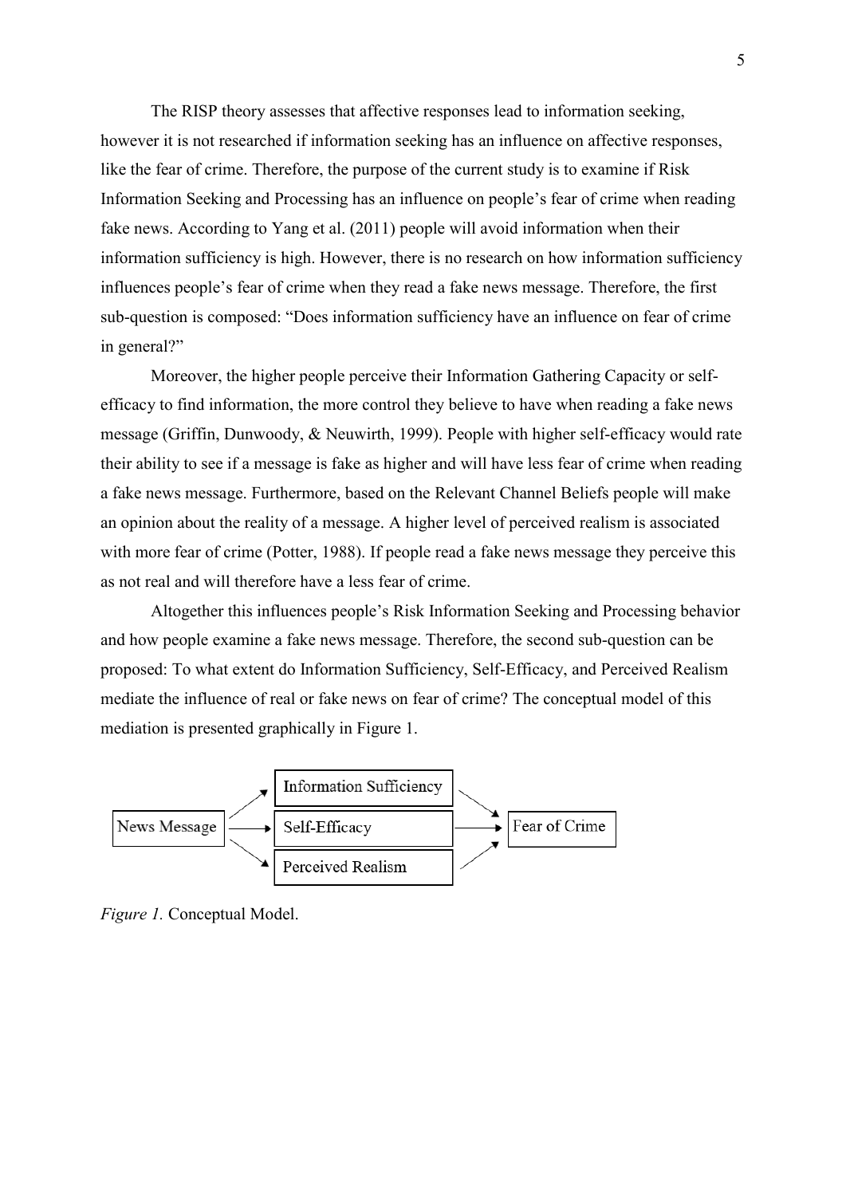The RISP theory assesses that affective responses lead to information seeking, however it is not researched if information seeking has an influence on affective responses, like the fear of crime. Therefore, the purpose of the current study is to examine if Risk Information Seeking and Processing has an influence on people's fear of crime when reading fake news. According to Yang et al. (2011) people will avoid information when their information sufficiency is high. However, there is no research on how information sufficiency influences people's fear of crime when they read a fake news message. Therefore, the first sub-question is composed: "Does information sufficiency have an influence on fear of crime in general?"

Moreover, the higher people perceive their Information Gathering Capacity or self-efficacy to find information, the more control they believe to have when reading a fake news message (Griffin, Dunwoody, & Neuwirth, 1999). People with higher self-efficacy would rate their ability to see if a message is fake as higher and will have less fear of crime when reading a fake news message. Furthermore, based on the Relevant Channel Beliefs people will make an opinion about the reality of a message. A higher level of perceived realism is associated with more fear of crime (Potter, 1988). If people read a fake news message they perceive this as not real and will therefore have a less fear of crime.

Altogether this influences people's Risk Information Seeking and Processing behavior and how people examine a fake news message. Therefore, the second sub-question can be proposed: To what extent do Information Sufficiency, Self-Efficacy, and Perceived Realism mediate the influence of real or fake news on fear of crime? The conceptual model of this mediation is presented graphically in Figure 1.

*Figure 1.* Conceptual Model.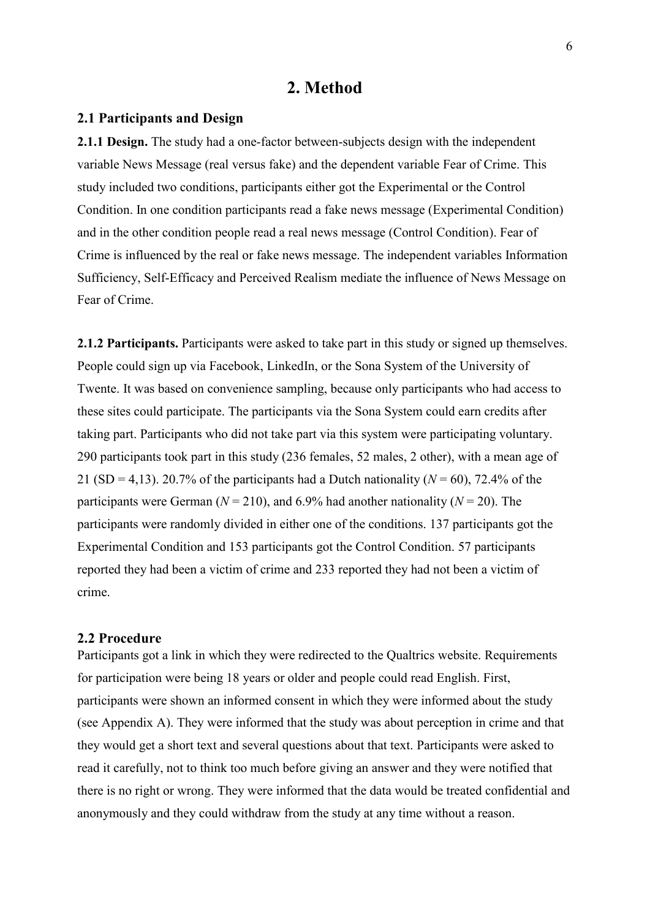# 2. Method

## 2.1 Participants and Design

**2.1.1 Design.** The study had a one-factor between-subjects design with the independent variable News Message (real versus fake) and the dependent variable Fear of Crime. This study included two conditions, participants either got the Experimental or the Control Condition. In one condition participants read a fake news message (Experimental Condition) and in the other condition people read a real news message (Control Condition). Fear of Crime is influenced by the real or fake news message. The independent variables Information Sufficiency, Self-Efficacy and Perceived Realism mediate the influence of News Message on Fear of Crime.

**2.1.2 Participants.** Participants were asked to take part in this study or signed up themselves. People could sign up via Facebook, LinkedIn, or the Sona System of the University of Twente. It was based on convenience sampling, because only participants who had access to these sites could participate. The participants via the Sona System could earn credits after taking part. Participants who did not take part via this system were participating voluntary. 290 participants took part in this study (236 females, 52 males, 2 other), with a mean age of 21 (SD = 4,13). 20.7% of the participants had a Dutch nationality ($N = 60$), 72.4% of the participants were German ($N = 210$), and 6.9% had another nationality ($N = 20$). The participants were randomly divided in either one of the conditions. 137 participants got the Experimental Condition and 153 participants got the Control Condition. 57 participants reported they had been a victim of crime and 233 reported they had not been a victim of crime.

## 2.2 Procedure

Participants got a link in which they were redirected to the Qualtrics website. Requirements for participation were being 18 years or older and people could read English. First, participants were shown an informed consent in which they were informed about the study (see Appendix A). They were informed that the study was about perception in crime and that they would get a short text and several questions about that text. Participants were asked to read it carefully, not to think too much before giving an answer and they were notified that there is no right or wrong. They were informed that the data would be treated confidential and anonymously and they could withdraw from the study at any time without a reason.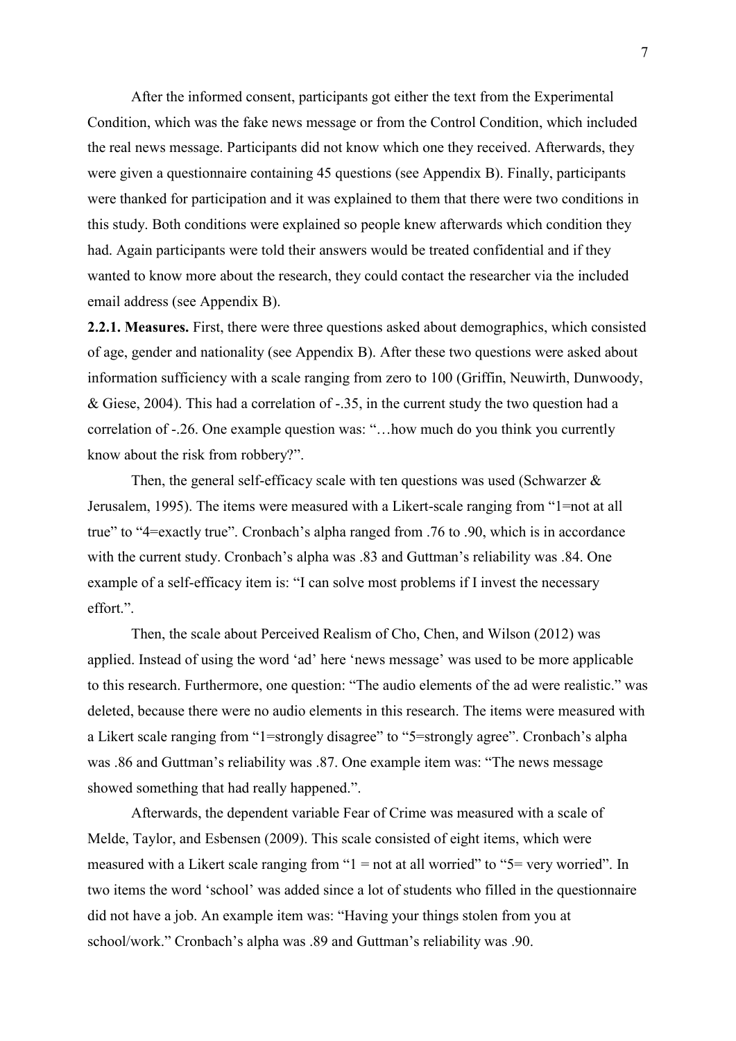After the informed consent, participants got either the text from the Experimental Condition, which was the fake news message or from the Control Condition, which included the real news message. Participants did not know which one they received. Afterwards, they were given a questionnaire containing 45 questions (see Appendix B). Finally, participants were thanked for participation and it was explained to them that there were two conditions in this study. Both conditions were explained so people knew afterwards which condition they had. Again participants were told their answers would be treated confidential and if they wanted to know more about the research, they could contact the researcher via the included email address (see Appendix B).

**2.2.1. Measures.** First, there were three questions asked about demographics, which consisted of age, gender and nationality (see Appendix B). After these two questions were asked about information sufficiency with a scale ranging from zero to 100 (Griffin, Neuwirth, Dunwoody, & Giese, 2004). This had a correlation of -.35, in the current study the two question had a correlation of -.26. One example question was: "…how much do you think you currently know about the risk from robbery?".

Then, the general self-efficacy scale with ten questions was used (Schwarzer & Jerusalem, 1995). The items were measured with a Likert-scale ranging from "1=not at all true" to "4=exactly true". Cronbach's alpha ranged from .76 to .90, which is in accordance with the current study. Cronbach's alpha was .83 and Guttman's reliability was .84. One example of a self-efficacy item is: "I can solve most problems if I invest the necessary effort.".

Then, the scale about Perceived Realism of Cho, Chen, and Wilson (2012) was applied. Instead of using the word 'ad' here 'news message' was used to be more applicable to this research. Furthermore, one question: "The audio elements of the ad were realistic." was deleted, because there were no audio elements in this research. The items were measured with a Likert scale ranging from "1=strongly disagree" to "5=strongly agree". Cronbach's alpha was .86 and Guttman's reliability was .87. One example item was: "The news message showed something that had really happened.".

Afterwards, the dependent variable Fear of Crime was measured with a scale of Melde, Taylor, and Esbensen (2009). This scale consisted of eight items, which were measured with a Likert scale ranging from "1 = not at all worried" to "5= very worried". In two items the word 'school' was added since a lot of students who filled in the questionnaire did not have a job. An example item was: "Having your things stolen from you at school/work." Cronbach's alpha was .89 and Guttman's reliability was .90.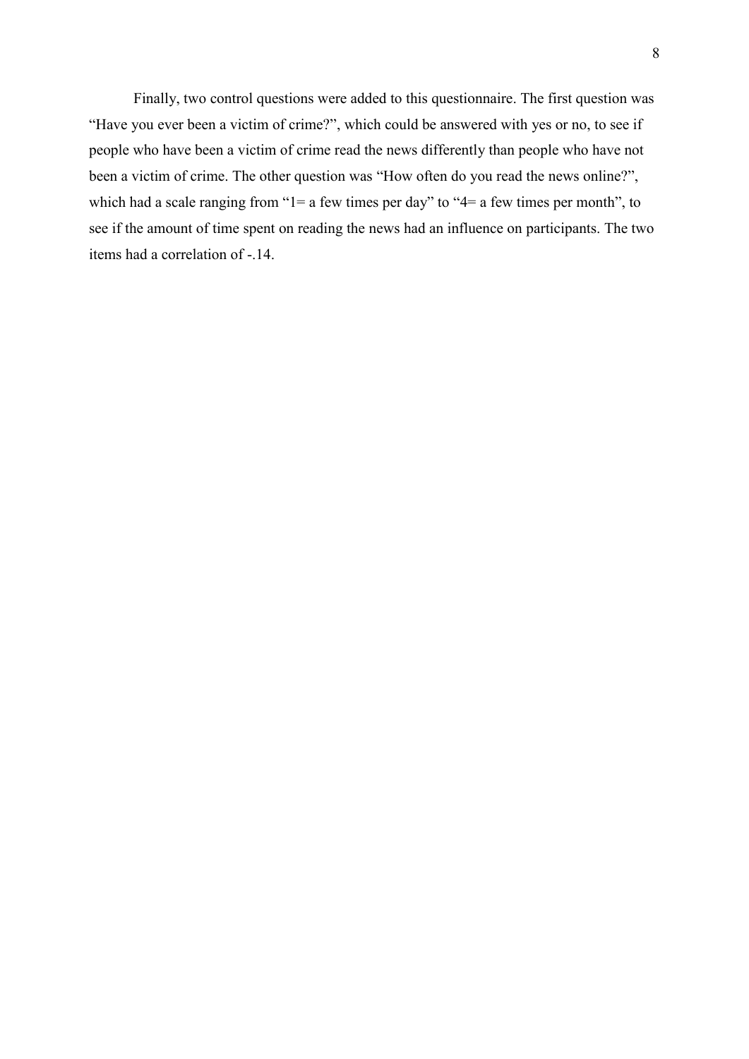Finally, two control questions were added to this questionnaire. The first question was “Have you ever been a victim of crime?”, which could be answered with yes or no, to see if people who have been a victim of crime read the news differently than people who have not been a victim of crime. The other question was “How often do you read the news online?”, which had a scale ranging from “1= a few times per day” to “4= a few times per month”, to see if the amount of time spent on reading the news had an influence on participants. The two items had a correlation of -.14.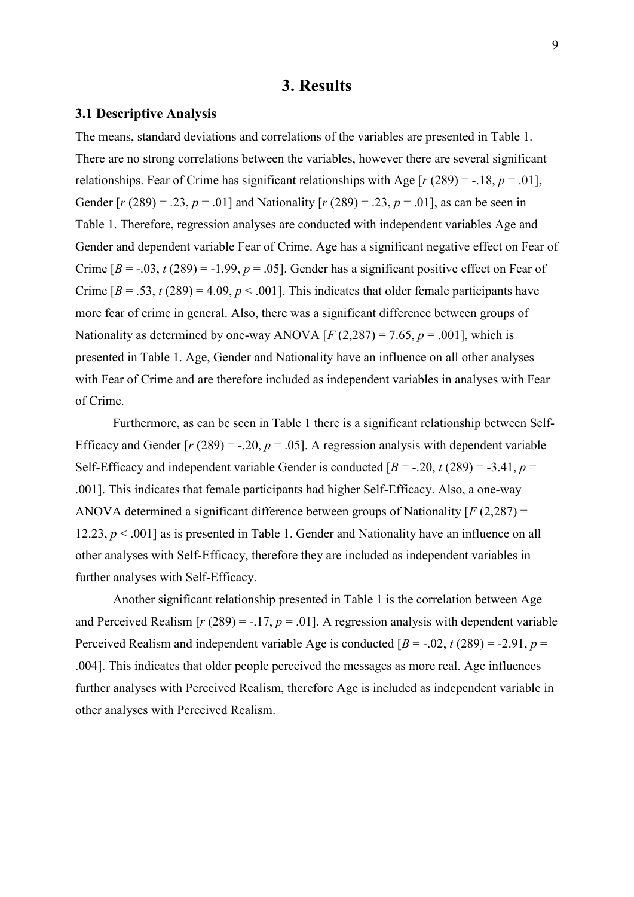# 3. Results

### 3.1 Descriptive Analysis

The means, standard deviations and correlations of the variables are presented in Table 1. There are no strong correlations between the variables, however there are several significant relationships. Fear of Crime has significant relationships with Age [$r$ (289) = -.18, $p$ = .01], Gender [$r$ (289) = .23, $p$ = .01] and Nationality [$r$ (289) = .23, $p$ = .01], as can be seen in Table 1. Therefore, regression analyses are conducted with independent variables Age and Gender and dependent variable Fear of Crime. Age has a significant negative effect on Fear of Crime [$B$ = -.03, $t$ (289) = -1.99, $p$ = .05]. Gender has a significant positive effect on Fear of Crime [$B$ = .53, $t$ (289) = 4.09, $p < .001$]. This indicates that older female participants have more fear of crime in general. Also, there was a significant difference between groups of Nationality as determined by one-way ANOVA [$F$ (2,287) = 7.65, $p$ = .001], which is presented in Table 1. Age, Gender and Nationality have an influence on all other analyses with Fear of Crime and are therefore included as independent variables in analyses with Fear of Crime.

Furthermore, as can be seen in Table 1 there is a significant relationship between Self-Efficacy and Gender [$r$ (289) = -.20, $p$ = .05]. A regression analysis with dependent variable Self-Efficacy and independent variable Gender is conducted [$B$ = -.20, $t$ (289) = -3.41, $p$ = .001]. This indicates that female participants had higher Self-Efficacy. Also, a one-way ANOVA determined a significant difference between groups of Nationality [$F$ (2,287) = 12.23, $p < .001$] as is presented in Table 1. Gender and Nationality have an influence on all other analyses with Self-Efficacy, therefore they are included as independent variables in further analyses with Self-Efficacy.

Another significant relationship presented in Table 1 is the correlation between Age and Perceived Realism [$r$ (289) = -.17, $p$ = .01]. A regression analysis with dependent variable Perceived Realism and independent variable Age is conducted [$B$ = -.02, $t$ (289) = -2.91, $p$ = .004]. This indicates that older people perceived the messages as more real. Age influences further analyses with Perceived Realism, therefore Age is included as independent variable in other analyses with Perceived Realism.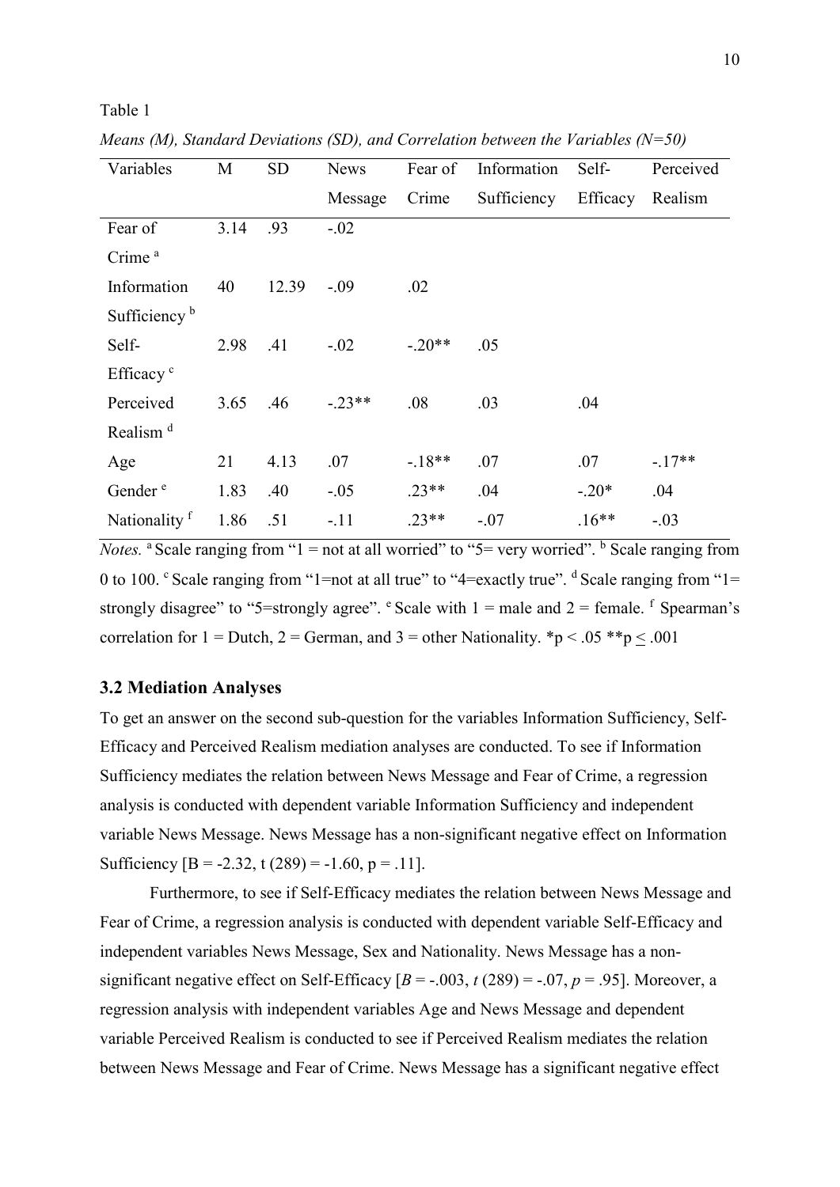Table 1

*Means (M), Standard Deviations (SD), and Correlation between the Variables (N=50)*

| Variables | M | SD | News Message | Fear of Crime | Information Sufficiency | Self-Efficacy | Perceived Realism |
|---|---|---|---|---|---|---|---|
| Fear of Crime [a] | 3.14 | .93 | -.02 | | | | |
| Information Sufficiency [b] | 40 | 12.39 | -.09 | .02 | | | |
| Self-Efficacy [c] | 2.98 | .41 | -.02 | -.20** | .05 | | |
| Perceived Realism [d] | 3.65 | .46 | -.23** | .08 | .03 | .04 | |
| Age | 21 | 4.13 | .07 | -.18** | .07 | .07 | -.17** |
| Gender [e] | 1.83 | .40 | -.05 | .23** | .04 | -.20* | .04 |
| Nationality [f] | 1.86 | .51 | -.11 | .23** | -.07 | .16** | -.03 |

*Notes.* [a] Scale ranging from "1 = not at all worried" to "5= very worried". [b] Scale ranging from 0 to 100. [c] Scale ranging from "1=not at all true" to "4=exactly true". [d] Scale ranging from "1= strongly disagree" to "5=strongly agree". [e] Scale with 1 = male and 2 = female. [f] Spearman's correlation for 1 = Dutch, 2 = German, and 3 = other Nationality. $*p < .05$ $**p \leq .001$

## 3.2 Mediation Analyses

To get an answer on the second sub-question for the variables Information Sufficiency, Self-Efficacy and Perceived Realism mediation analyses are conducted. To see if Information Sufficiency mediates the relation between News Message and Fear of Crime, a regression analysis is conducted with dependent variable Information Sufficiency and independent variable News Message. News Message has a non-significant negative effect on Information Sufficiency [B = -2.32, t (289) = -1.60, p = .11].

Furthermore, to see if Self-Efficacy mediates the relation between News Message and Fear of Crime, a regression analysis is conducted with dependent variable Self-Efficacy and independent variables News Message, Sex and Nationality. News Message has a non-significant negative effect on Self-Efficacy [*B* = -.003, *t* (289) = -.07, *p* = .95]. Moreover, a regression analysis with independent variables Age and News Message and dependent variable Perceived Realism is conducted to see if Perceived Realism mediates the relation between News Message and Fear of Crime. News Message has a significant negative effect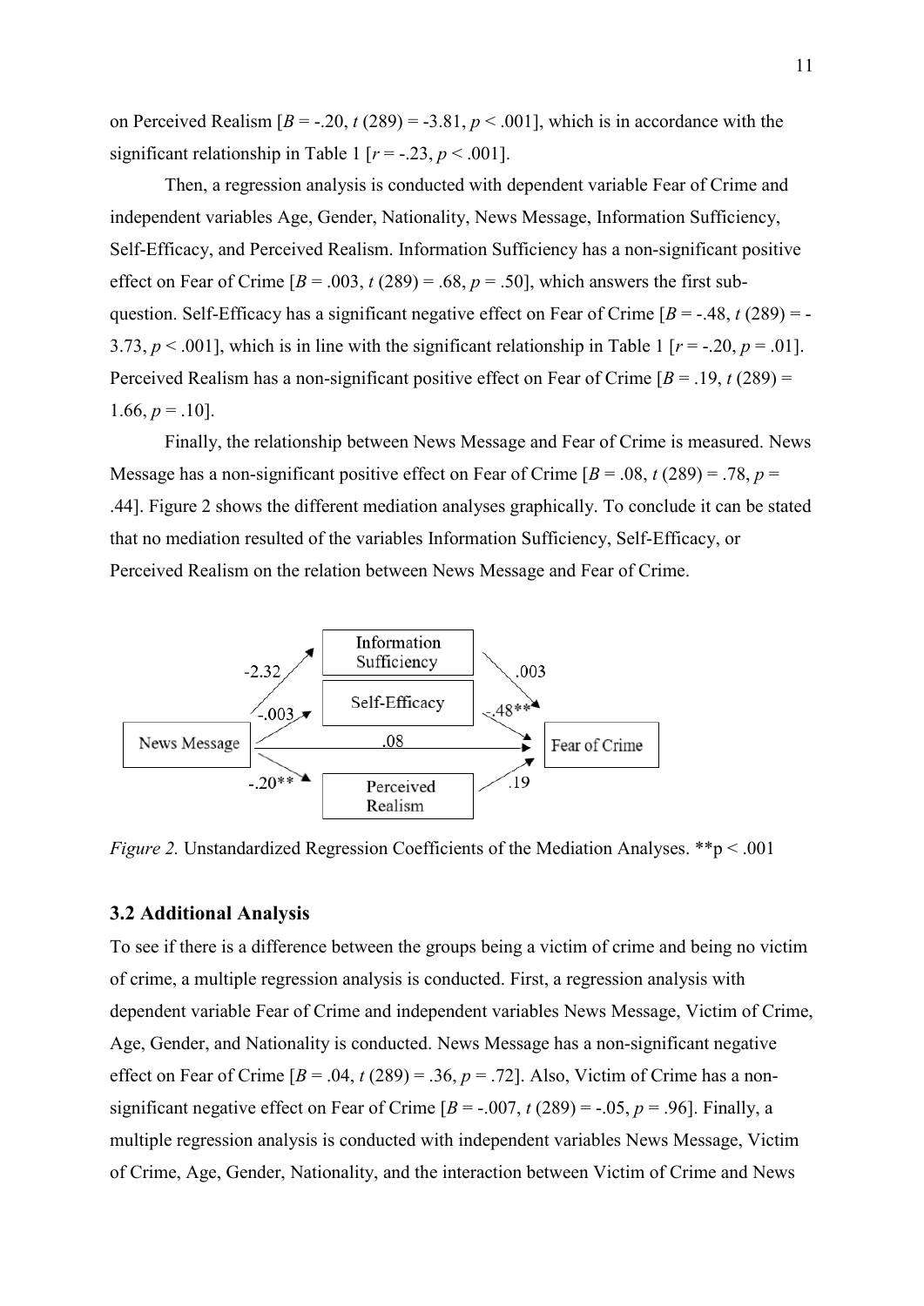on Perceived Realism [$B = -.20$, $t$ (289) = -3.81, $p < .001$], which is in accordance with the significant relationship in Table 1 [$r = -.23$, $p < .001$].

Then, a regression analysis is conducted with dependent variable Fear of Crime and independent variables Age, Gender, Nationality, News Message, Information Sufficiency, Self-Efficacy, and Perceived Realism. Information Sufficiency has a non-significant positive effect on Fear of Crime [$B = .003$, $t$ (289) = .68, $p = .50$], which answers the first sub-question. Self-Efficacy has a significant negative effect on Fear of Crime [$B = -.48$, $t$ (289) = -3.73, $p < .001$], which is in line with the significant relationship in Table 1 [$r = -.20$, $p = .01$]. Perceived Realism has a non-significant positive effect on Fear of Crime [$B = .19$, $t$ (289) = 1.66, $p = .10$].

Finally, the relationship between News Message and Fear of Crime is measured. News Message has a non-significant positive effect on Fear of Crime [$B = .08$, $t$ (289) = .78, $p = .44$]. Figure 2 shows the different mediation analyses graphically. To conclude it can be stated that no mediation resulted of the variables Information Sufficiency, Self-Efficacy, or Perceived Realism on the relation between News Message and Fear of Crime.

*Figure 2.* Unstandardized Regression Coefficients of the Mediation Analyses. **p < .001

### 3.2 Additional Analysis

To see if there is a difference between the groups being a victim of crime and being no victim of crime, a multiple regression analysis is conducted. First, a regression analysis with dependent variable Fear of Crime and independent variables News Message, Victim of Crime, Age, Gender, and Nationality is conducted. News Message has a non-significant negative effect on Fear of Crime [$B = .04$, $t$ (289) = .36, $p = .72$]. Also, Victim of Crime has a non-significant negative effect on Fear of Crime [$B = -.007$, $t$ (289) = -.05, $p = .96$]. Finally, a multiple regression analysis is conducted with independent variables News Message, Victim of Crime, Age, Gender, Nationality, and the interaction between Victim of Crime and News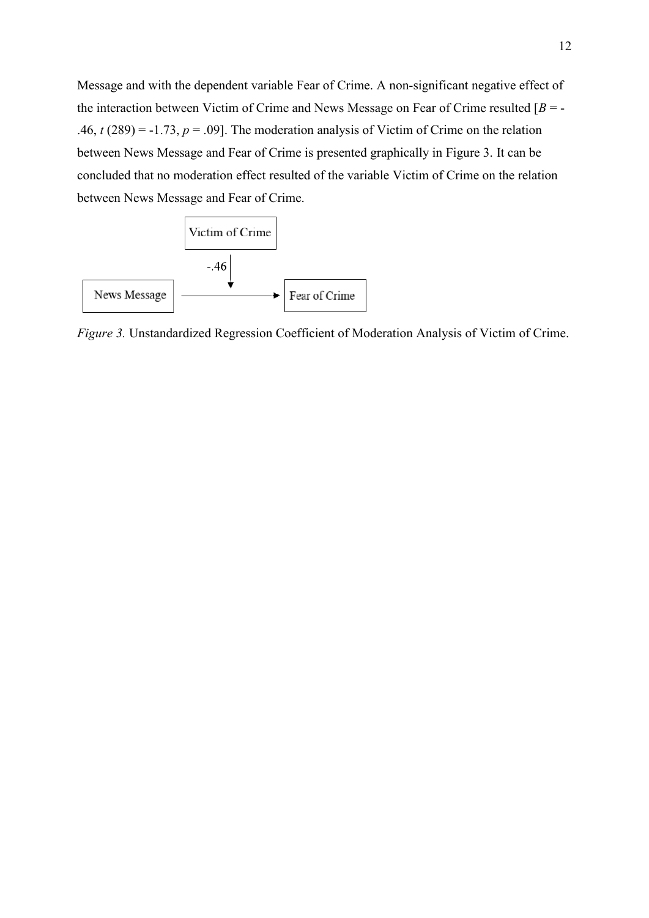Message and with the dependent variable Fear of Crime. A non-significant negative effect of the interaction between Victim of Crime and News Message on Fear of Crime resulted [$B = -.46$, $t(289) = -1.73$, $p = .09$]. The moderation analysis of Victim of Crime on the relation between News Message and Fear of Crime is presented graphically in Figure 3. It can be concluded that no moderation effect resulted of the variable Victim of Crime on the relation between News Message and Fear of Crime.

Victim of Crime

-.46

News Message → Fear of Crime

*Figure 3.* Unstandardized Regression Coefficient of Moderation Analysis of Victim of Crime.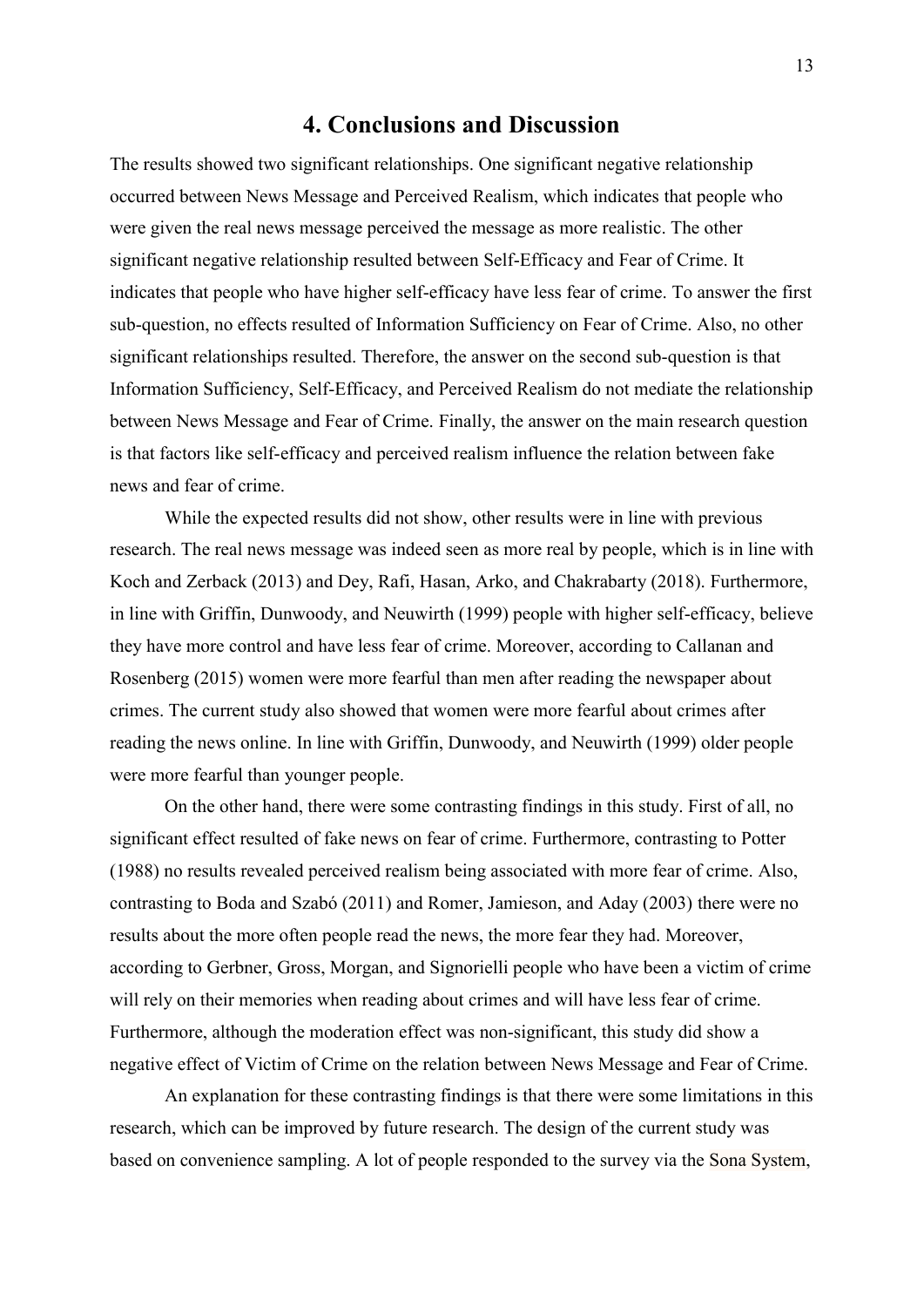# 4. Conclusions and Discussion

The results showed two significant relationships. One significant negative relationship occurred between News Message and Perceived Realism, which indicates that people who were given the real news message perceived the message as more realistic. The other significant negative relationship resulted between Self-Efficacy and Fear of Crime. It indicates that people who have higher self-efficacy have less fear of crime. To answer the first sub-question, no effects resulted of Information Sufficiency on Fear of Crime. Also, no other significant relationships resulted. Therefore, the answer on the second sub-question is that Information Sufficiency, Self-Efficacy, and Perceived Realism do not mediate the relationship between News Message and Fear of Crime. Finally, the answer on the main research question is that factors like self-efficacy and perceived realism influence the relation between fake news and fear of crime.

While the expected results did not show, other results were in line with previous research. The real news message was indeed seen as more real by people, which is in line with Koch and Zerback (2013) and Dey, Rafi, Hasan, Arko, and Chakrabarty (2018). Furthermore, in line with Griffin, Dunwoody, and Neuwirth (1999) people with higher self-efficacy, believe they have more control and have less fear of crime. Moreover, according to Callanan and Rosenberg (2015) women were more fearful than men after reading the newspaper about crimes. The current study also showed that women were more fearful about crimes after reading the news online. In line with Griffin, Dunwoody, and Neuwirth (1999) older people were more fearful than younger people.

On the other hand, there were some contrasting findings in this study. First of all, no significant effect resulted of fake news on fear of crime. Furthermore, contrasting to Potter (1988) no results revealed perceived realism being associated with more fear of crime. Also, contrasting to Boda and Szabó (2011) and Romer, Jamieson, and Aday (2003) there were no results about the more often people read the news, the more fear they had. Moreover, according to Gerbner, Gross, Morgan, and Signorielli people who have been a victim of crime will rely on their memories when reading about crimes and will have less fear of crime. Furthermore, although the moderation effect was non-significant, this study did show a negative effect of Victim of Crime on the relation between News Message and Fear of Crime.

An explanation for these contrasting findings is that there were some limitations in this research, which can be improved by future research. The design of the current study was based on convenience sampling. A lot of people responded to the survey via the Sona System,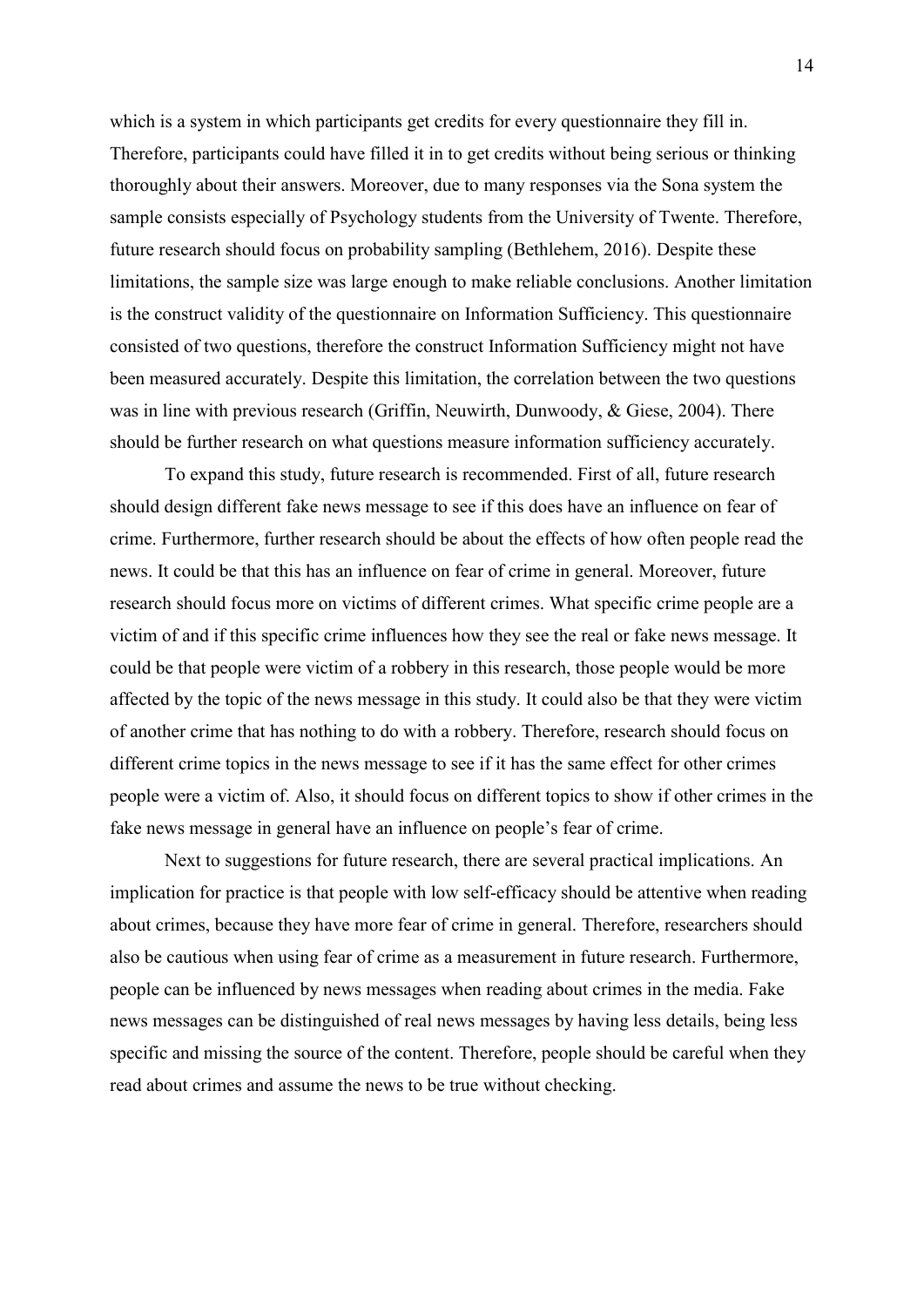which is a system in which participants get credits for every questionnaire they fill in. Therefore, participants could have filled it in to get credits without being serious or thinking thoroughly about their answers. Moreover, due to many responses via the Sona system the sample consists especially of Psychology students from the University of Twente. Therefore, future research should focus on probability sampling (Bethlehem, 2016). Despite these limitations, the sample size was large enough to make reliable conclusions. Another limitation is the construct validity of the questionnaire on Information Sufficiency. This questionnaire consisted of two questions, therefore the construct Information Sufficiency might not have been measured accurately. Despite this limitation, the correlation between the two questions was in line with previous research (Griffin, Neuwirth, Dunwoody, & Giese, 2004). There should be further research on what questions measure information sufficiency accurately.

To expand this study, future research is recommended. First of all, future research should design different fake news message to see if this does have an influence on fear of crime. Furthermore, further research should be about the effects of how often people read the news. It could be that this has an influence on fear of crime in general. Moreover, future research should focus more on victims of different crimes. What specific crime people are a victim of and if this specific crime influences how they see the real or fake news message. It could be that people were victim of a robbery in this research, those people would be more affected by the topic of the news message in this study. It could also be that they were victim of another crime that has nothing to do with a robbery. Therefore, research should focus on different crime topics in the news message to see if it has the same effect for other crimes people were a victim of. Also, it should focus on different topics to show if other crimes in the fake news message in general have an influence on people's fear of crime.

Next to suggestions for future research, there are several practical implications. An implication for practice is that people with low self-efficacy should be attentive when reading about crimes, because they have more fear of crime in general. Therefore, researchers should also be cautious when using fear of crime as a measurement in future research. Furthermore, people can be influenced by news messages when reading about crimes in the media. Fake news messages can be distinguished of real news messages by having less details, being less specific and missing the source of the content. Therefore, people should be careful when they read about crimes and assume the news to be true without checking.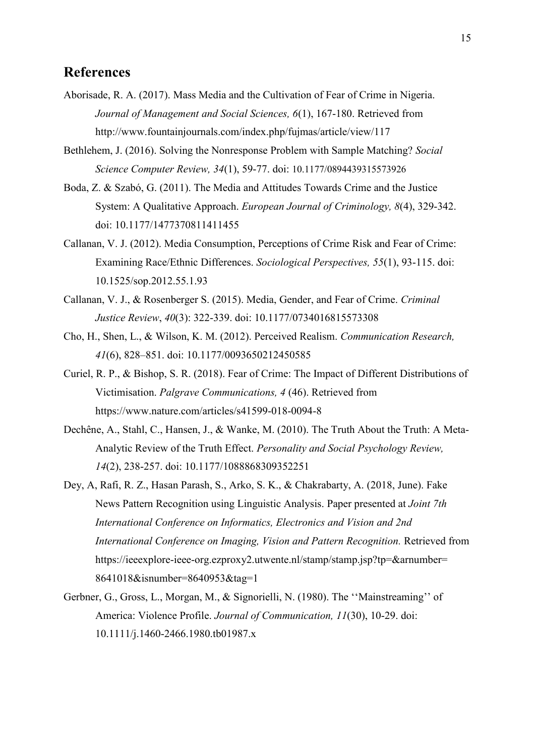## References

Aborisade, R. A. (2017). Mass Media and the Cultivation of Fear of Crime in Nigeria. *Journal of Management and Social Sciences, 6*(1), 167-180. Retrieved from http://www.fountainjournals.com/index.php/fujmas/article/view/117

Bethlehem, J. (2016). Solving the Nonresponse Problem with Sample Matching? *Social Science Computer Review, 34*(1), 59-77. doi: 10.1177/0894439315573926

Boda, Z. & Szabó, G. (2011). The Media and Attitudes Towards Crime and the Justice System: A Qualitative Approach. *European Journal of Criminology, 8*(4), 329-342. doi: 10.1177/1477370811411455

Callanan, V. J. (2012). Media Consumption, Perceptions of Crime Risk and Fear of Crime: Examining Race/Ethnic Differences. *Sociological Perspectives, 55*(1), 93-115. doi: 10.1525/sop.2012.55.1.93

Callanan, V. J., & Rosenberger S. (2015). Media, Gender, and Fear of Crime. *Criminal Justice Review*, *40*(3): 322-339. doi: 10.1177/0734016815573308

Cho, H., Shen, L., & Wilson, K. M. (2012). Perceived Realism. *Communication Research, 41*(6), 828–851. doi: 10.1177/0093650212450585

Curiel, R. P., & Bishop, S. R. (2018). Fear of Crime: The Impact of Different Distributions of Victimisation. *Palgrave Communications, 4* (46). Retrieved from https://www.nature.com/articles/s41599-018-0094-8

Dechêne, A., Stahl, C., Hansen, J., & Wanke, M. (2010). The Truth About the Truth: A Meta-Analytic Review of the Truth Effect. *Personality and Social Psychology Review, 14*(2), 238-257. doi: 10.1177/1088868309352251

Dey, A, Rafi, R. Z., Hasan Parash, S., Arko, S. K., & Chakrabarty, A. (2018, June). Fake News Pattern Recognition using Linguistic Analysis. Paper presented at *Joint 7th International Conference on Informatics, Electronics and Vision and 2nd International Conference on Imaging, Vision and Pattern Recognition.* Retrieved from https://ieeexplore-ieee-org.ezproxy2.utwente.nl/stamp/stamp.jsp?tp=&arnumber=8641018&isnumber=8640953&tag=1

Gerbner, G., Gross, L., Morgan, M., & Signorielli, N. (1980). The ''Mainstreaming'' of America: Violence Profile. *Journal of Communication, 11*(30), 10-29. doi: 10.1111/j.1460-2466.1980.tb01987.x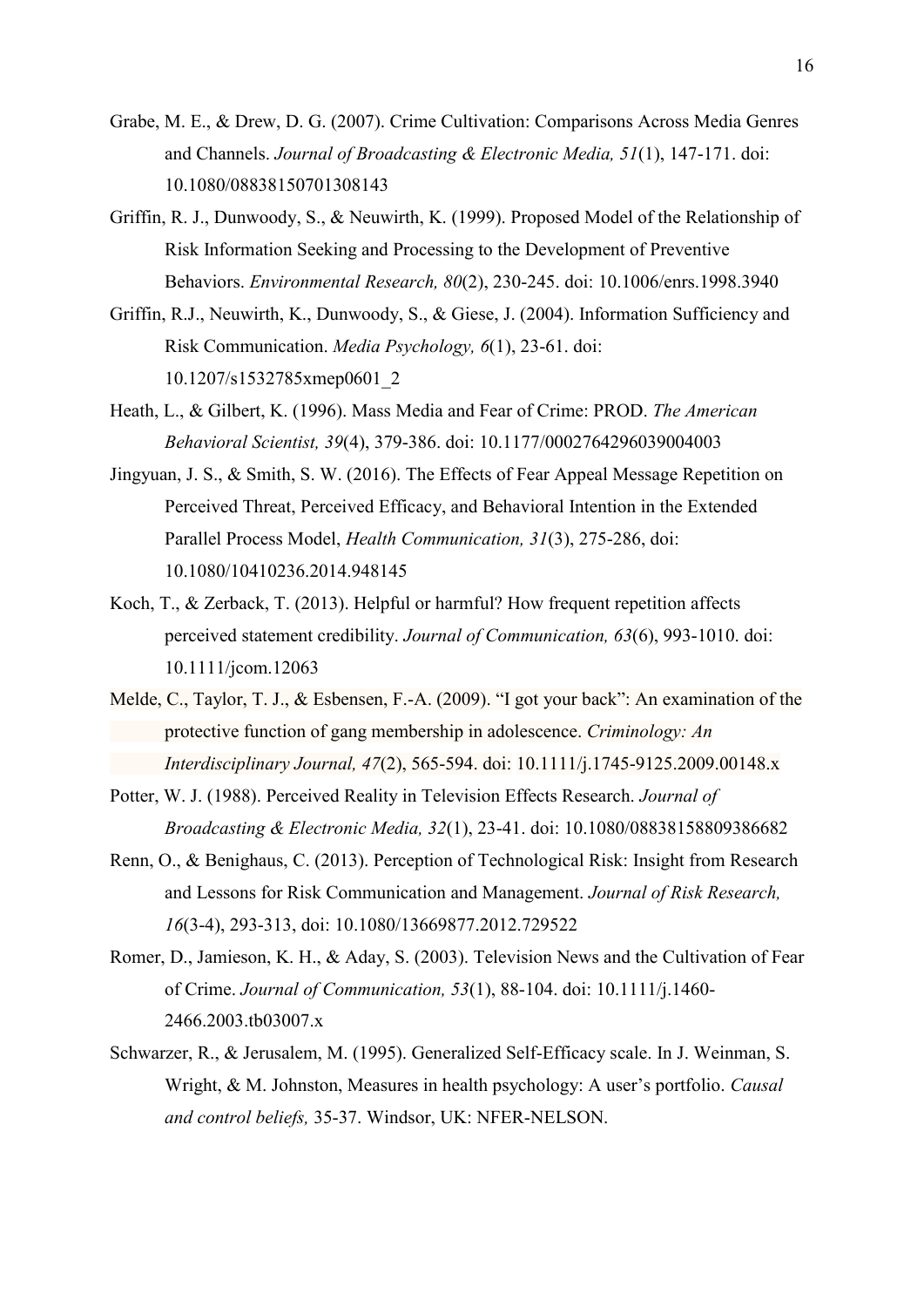Grabe, M. E., & Drew, D. G. (2007). Crime Cultivation: Comparisons Across Media Genres and Channels. *Journal of Broadcasting & Electronic Media, 51*(1), 147-171. doi: 10.1080/08838150701308143

Griffin, R. J., Dunwoody, S., & Neuwirth, K. (1999). Proposed Model of the Relationship of Risk Information Seeking and Processing to the Development of Preventive Behaviors. *Environmental Research, 80*(2), 230-245. doi: 10.1006/enrs.1998.3940

Griffin, R.J., Neuwirth, K., Dunwoody, S., & Giese, J. (2004). Information Sufficiency and Risk Communication. *Media Psychology, 6*(1), 23-61. doi: 10.1207/s1532785xmep0601_2

Heath, L., & Gilbert, K. (1996). Mass Media and Fear of Crime: PROD. *The American Behavioral Scientist, 39*(4), 379-386. doi: 10.1177/0002764296039004003

Jingyuan, J. S., & Smith, S. W. (2016). The Effects of Fear Appeal Message Repetition on Perceived Threat, Perceived Efficacy, and Behavioral Intention in the Extended Parallel Process Model, *Health Communication, 31*(3), 275-286, doi: 10.1080/10410236.2014.948145

Koch, T., & Zerback, T. (2013). Helpful or harmful? How frequent repetition affects perceived statement credibility. *Journal of Communication, 63*(6), 993-1010. doi: 10.1111/jcom.12063

Melde, C., Taylor, T. J., & Esbensen, F.-A. (2009). "I got your back": An examination of the protective function of gang membership in adolescence. *Criminology: An Interdisciplinary Journal, 47*(2), 565-594. doi: 10.1111/j.1745-9125.2009.00148.x

Potter, W. J. (1988). Perceived Reality in Television Effects Research. *Journal of Broadcasting & Electronic Media, 32*(1), 23-41. doi: 10.1080/08838158809386682

Renn, O., & Benighaus, C. (2013). Perception of Technological Risk: Insight from Research and Lessons for Risk Communication and Management. *Journal of Risk Research, 16*(3-4), 293-313, doi: 10.1080/13669877.2012.729522

Romer, D., Jamieson, K. H., & Aday, S. (2003). Television News and the Cultivation of Fear of Crime. *Journal of Communication, 53*(1), 88-104. doi: 10.1111/j.1460-2466.2003.tb03007.x

Schwarzer, R., & Jerusalem, M. (1995). Generalized Self-Efficacy scale. In J. Weinman, S. Wright, & M. Johnston, Measures in health psychology: A user's portfolio. *Causal and control beliefs,* 35-37. Windsor, UK: NFER-NELSON.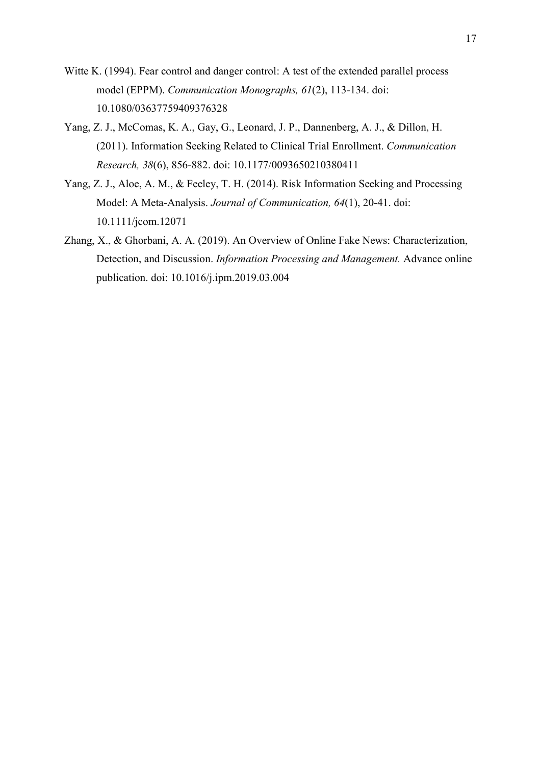Witte K. (1994). Fear control and danger control: A test of the extended parallel process model (EPPM). *Communication Monographs, 61*(2), 113-134. doi: 10.1080/03637759409376328

Yang, Z. J., McComas, K. A., Gay, G., Leonard, J. P., Dannenberg, A. J., & Dillon, H. (2011). Information Seeking Related to Clinical Trial Enrollment. *Communication Research, 38*(6), 856-882. doi: 10.1177/0093650210380411

Yang, Z. J., Aloe, A. M., & Feeley, T. H. (2014). Risk Information Seeking and Processing Model: A Meta-Analysis. *Journal of Communication, 64*(1), 20-41. doi: 10.1111/jcom.12071

Zhang, X., & Ghorbani, A. A. (2019). An Overview of Online Fake News: Characterization, Detection, and Discussion. *Information Processing and Management.* Advance online publication. doi: 10.1016/j.ipm.2019.03.004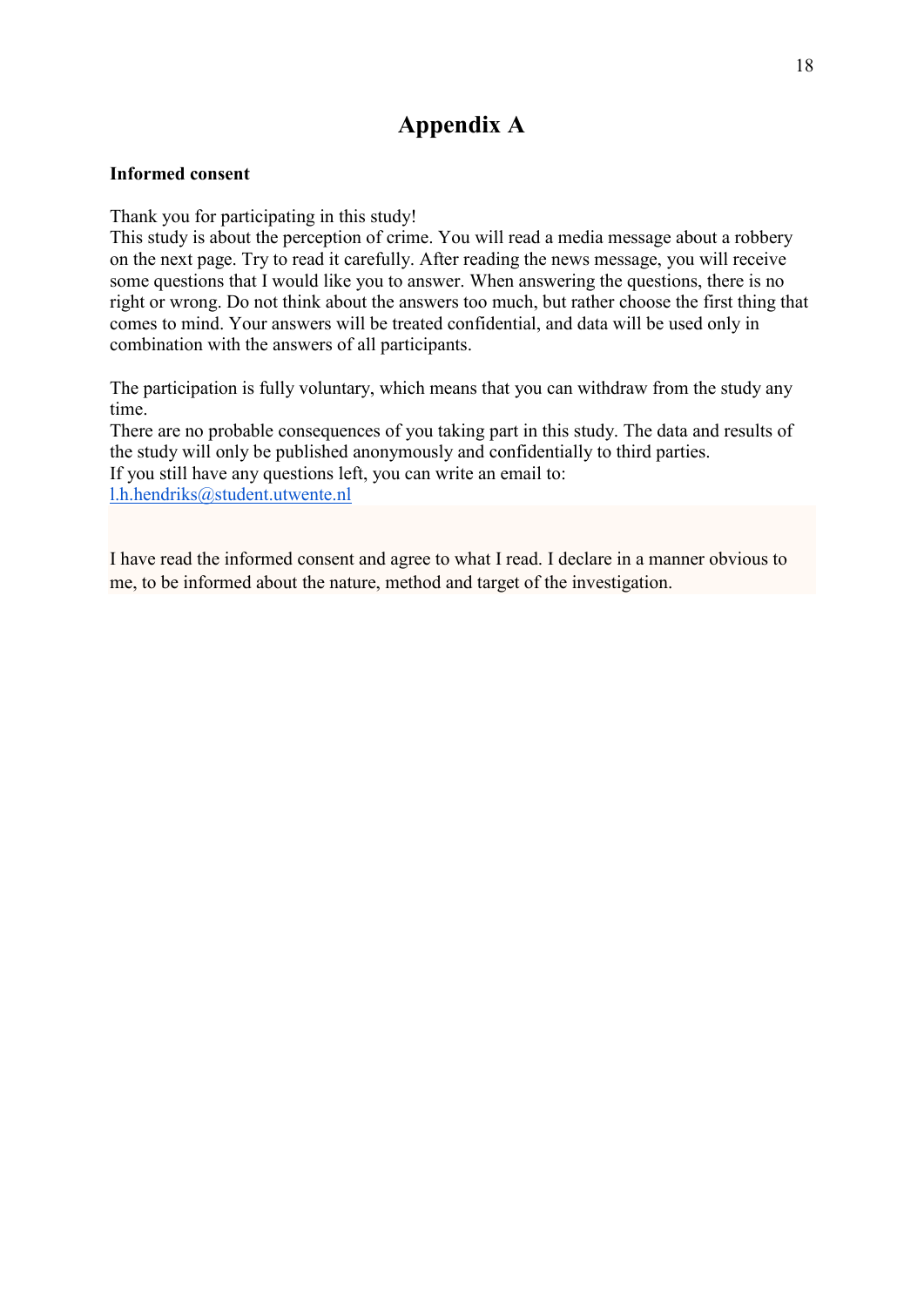# Appendix A

**Informed consent**

Thank you for participating in this study!
This study is about the perception of crime. You will read a media message about a robbery on the next page. Try to read it carefully. After reading the news message, you will receive some questions that I would like you to answer. When answering the questions, there is no right or wrong. Do not think about the answers too much, but rather choose the first thing that comes to mind. Your answers will be treated confidential, and data will be used only in combination with the answers of all participants.

The participation is fully voluntary, which means that you can withdraw from the study any time.
There are no probable consequences of you taking part in this study. The data and results of the study will only be published anonymously and confidentially to third parties.
If you still have any questions left, you can write an email to:
l.h.hendriks@student.utwente.nl

I have read the informed consent and agree to what I read. I declare in a manner obvious to me, to be informed about the nature, method and target of the investigation.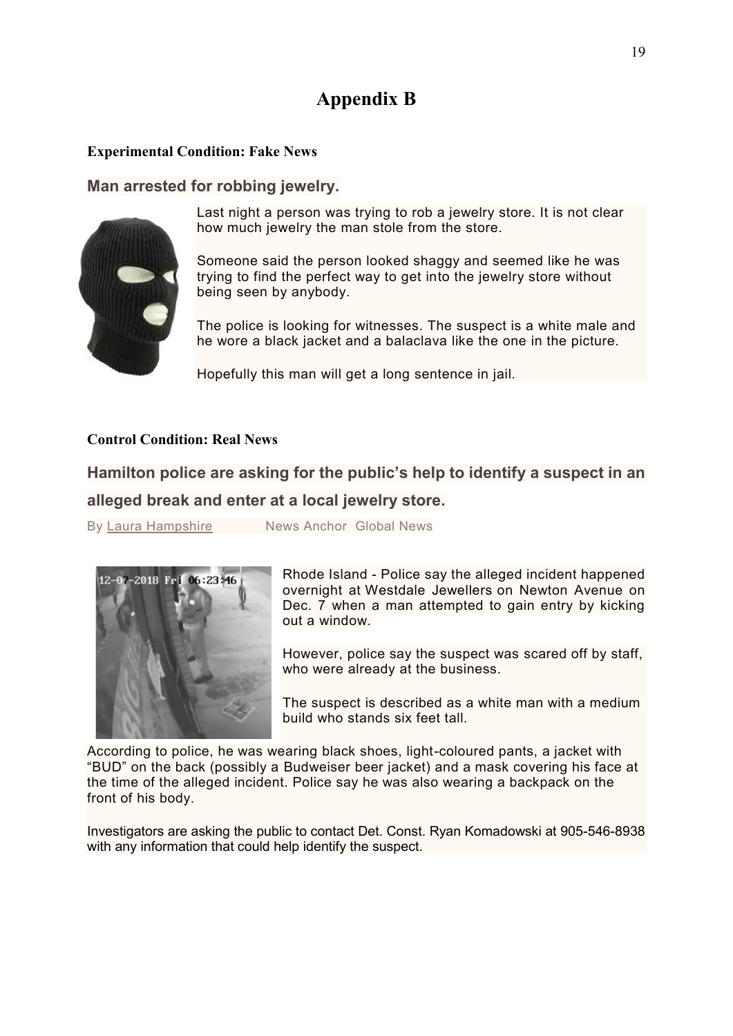# Appendix B

**Experimental Condition: Fake News**

### Man arrested for robbing jewelry.

Last night a person was trying to rob a jewelry store. It is not clear how much jewelry the man stole from the store.

Someone said the person looked shaggy and seemed like he was trying to find the perfect way to get into the jewelry store without being seen by anybody.

The police is looking for witnesses. The suspect is a white male and he wore a black jacket and a balaclava like the one in the picture.

Hopefully this man will get a long sentence in jail.

**Control Condition: Real News**

### Hamilton police are asking for the public's help to identify a suspect in an alleged break and enter at a local jewelry store.

By Laura Hampshire News Anchor Global News

Rhode Island - Police say the alleged incident happened overnight at Westdale Jewellers on Newton Avenue on Dec. 7 when a man attempted to gain entry by kicking out a window.

However, police say the suspect was scared off by staff, who were already at the business.

The suspect is described as a white man with a medium build who stands six feet tall.

According to police, he was wearing black shoes, light-coloured pants, a jacket with "BUD" on the back (possibly a Budweiser beer jacket) and a mask covering his face at the time of the alleged incident. Police say he was also wearing a backpack on the front of his body.

Investigators are asking the public to contact Det. Const. Ryan Komadowski at 905-546-8938 with any information that could help identify the suspect.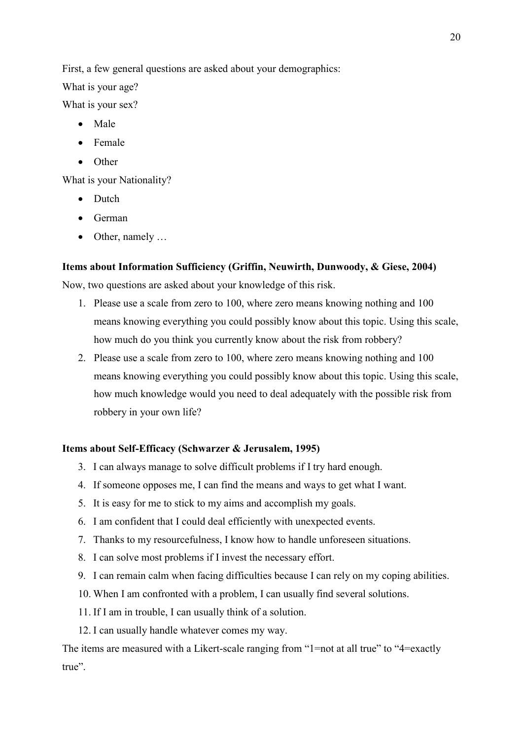First, a few general questions are asked about your demographics:

What is your age?

What is your sex?

- Male
- Female
- Other

What is your Nationality?

- Dutch
- German
- Other, namely …

**Items about Information Sufficiency (Griffin, Neuwirth, Dunwoody, & Giese, 2004)**

Now, two questions are asked about your knowledge of this risk.

1. Please use a scale from zero to 100, where zero means knowing nothing and 100 means knowing everything you could possibly know about this topic. Using this scale, how much do you think you currently know about the risk from robbery?
2. Please use a scale from zero to 100, where zero means knowing nothing and 100 means knowing everything you could possibly know about this topic. Using this scale, how much knowledge would you need to deal adequately with the possible risk from robbery in your own life?

**Items about Self-Efficacy (Schwarzer & Jerusalem, 1995)**

3. I can always manage to solve difficult problems if I try hard enough.
4. If someone opposes me, I can find the means and ways to get what I want.
5. It is easy for me to stick to my aims and accomplish my goals.
6. I am confident that I could deal efficiently with unexpected events.
7. Thanks to my resourcefulness, I know how to handle unforeseen situations.
8. I can solve most problems if I invest the necessary effort.
9. I can remain calm when facing difficulties because I can rely on my coping abilities.
10. When I am confronted with a problem, I can usually find several solutions.
11. If I am in trouble, I can usually think of a solution.
12. I can usually handle whatever comes my way.

The items are measured with a Likert-scale ranging from “1=not at all true” to “4=exactly true”.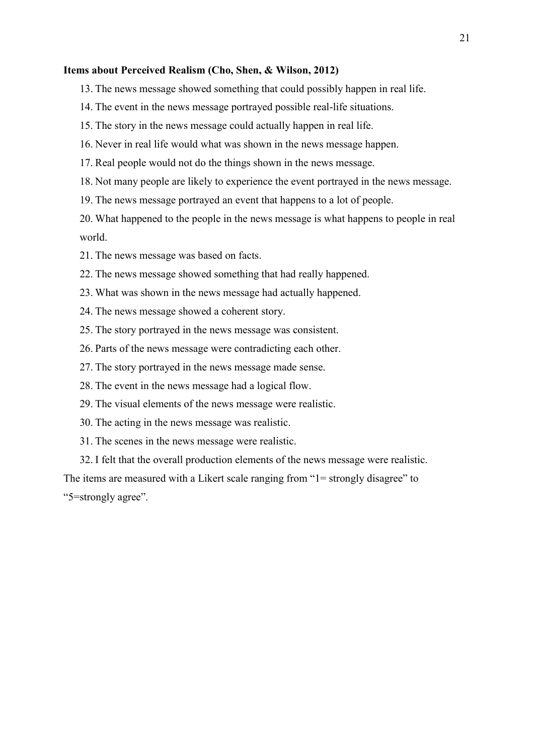**Items about Perceived Realism (Cho, Shen, & Wilson, 2012)**

13. The news message showed something that could possibly happen in real life.
14. The event in the news message portrayed possible real-life situations.
15. The story in the news message could actually happen in real life.
16. Never in real life would what was shown in the news message happen.
17. Real people would not do the things shown in the news message.
18. Not many people are likely to experience the event portrayed in the news message.
19. The news message portrayed an event that happens to a lot of people.
20. What happened to the people in the news message is what happens to people in real world.
21. The news message was based on facts.
22. The news message showed something that had really happened.
23. What was shown in the news message had actually happened.
24. The news message showed a coherent story.
25. The story portrayed in the news message was consistent.
26. Parts of the news message were contradicting each other.
27. The story portrayed in the news message made sense.
28. The event in the news message had a logical flow.
29. The visual elements of the news message were realistic.
30. The acting in the news message was realistic.
31. The scenes in the news message were realistic.
32. I felt that the overall production elements of the news message were realistic.

The items are measured with a Likert scale ranging from "1= strongly disagree" to "5=strongly agree".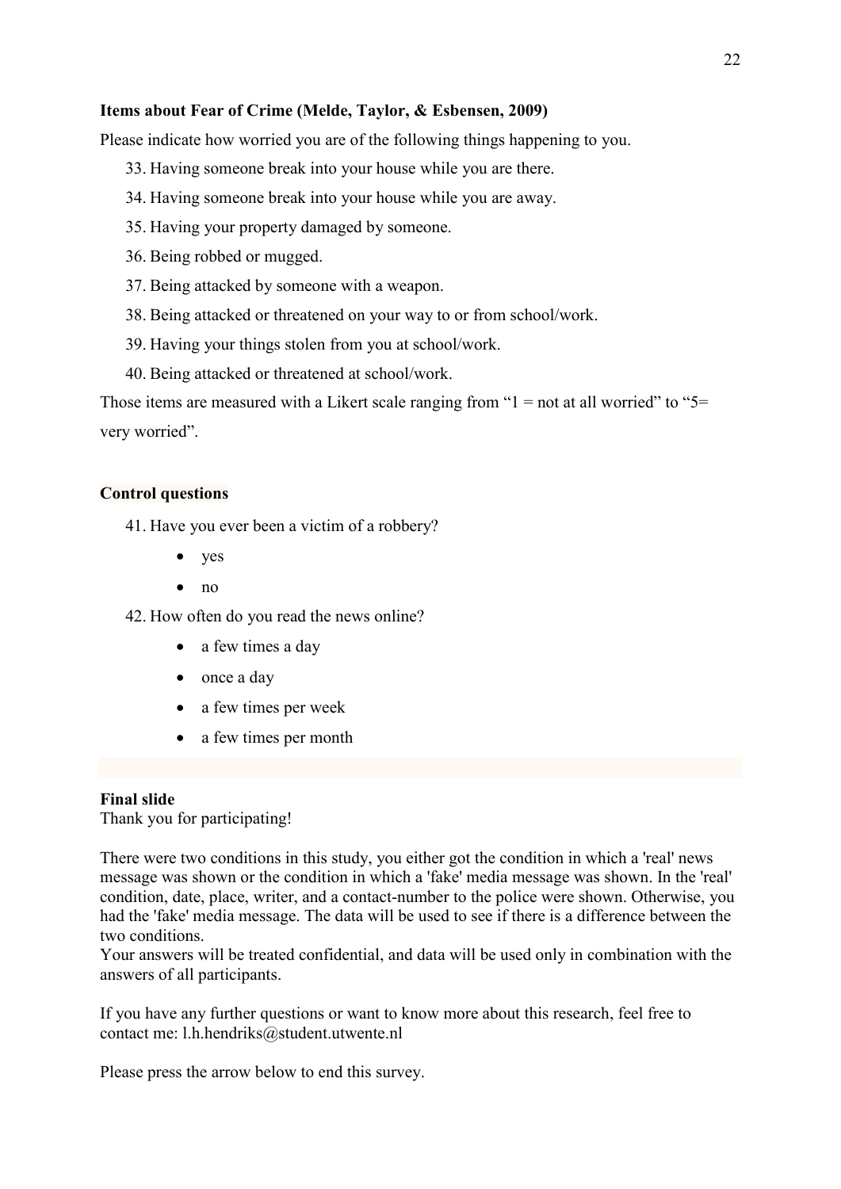**Items about Fear of Crime (Melde, Taylor, & Esbensen, 2009)**

Please indicate how worried you are of the following things happening to you.

33. Having someone break into your house while you are there.
34. Having someone break into your house while you are away.
35. Having your property damaged by someone.
36. Being robbed or mugged.
37. Being attacked by someone with a weapon.
38. Being attacked or threatened on your way to or from school/work.
39. Having your things stolen from you at school/work.
40. Being attacked or threatened at school/work.

Those items are measured with a Likert scale ranging from "1 = not at all worried" to "5= very worried".

**Control questions**

41. Have you ever been a victim of a robbery?
    - yes
    - no
42. How often do you read the news online?
    - a few times a day
    - once a day
    - a few times per week
    - a few times per month

**Final slide**

Thank you for participating!

There were two conditions in this study, you either got the condition in which a 'real' news message was shown or the condition in which a 'fake' media message was shown. In the 'real' condition, date, place, writer, and a contact-number to the police were shown. Otherwise, you had the 'fake' media message. The data will be used to see if there is a difference between the two conditions.

Your answers will be treated confidential, and data will be used only in combination with the answers of all participants.

If you have any further questions or want to know more about this research, feel free to contact me: l.h.hendriks@student.utwente.nl

Please press the arrow below to end this survey.